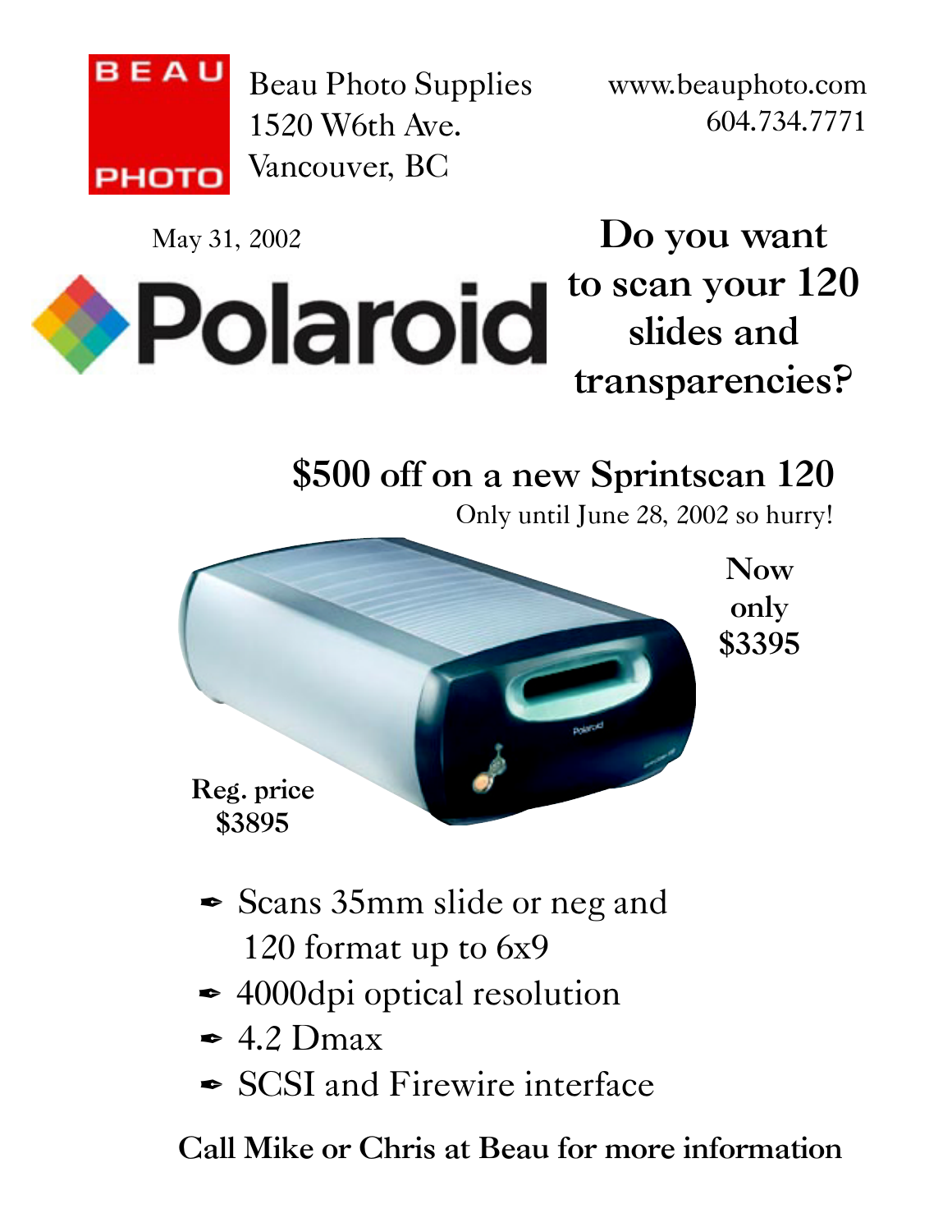BEAU PHOTO

Beau Photo Supplies
1520 W6th Ave.
Vancouver, BC

www.beauphoto.com
604.734.7771

May 31, 2002

Polaroid

## Do you want to scan your 120 slides and transparencies?

## $500 off on a new Sprintscan 120

Only until June 28, 2002 so hurry!

**Now only $3395**

**Reg. price $3895**

- Scans 35mm slide or neg and 120 format up to 6x9
- 4000dpi optical resolution
- 4.2 Dmax
- SCSI and Firewire interface

**Call Mike or Chris at Beau for more information**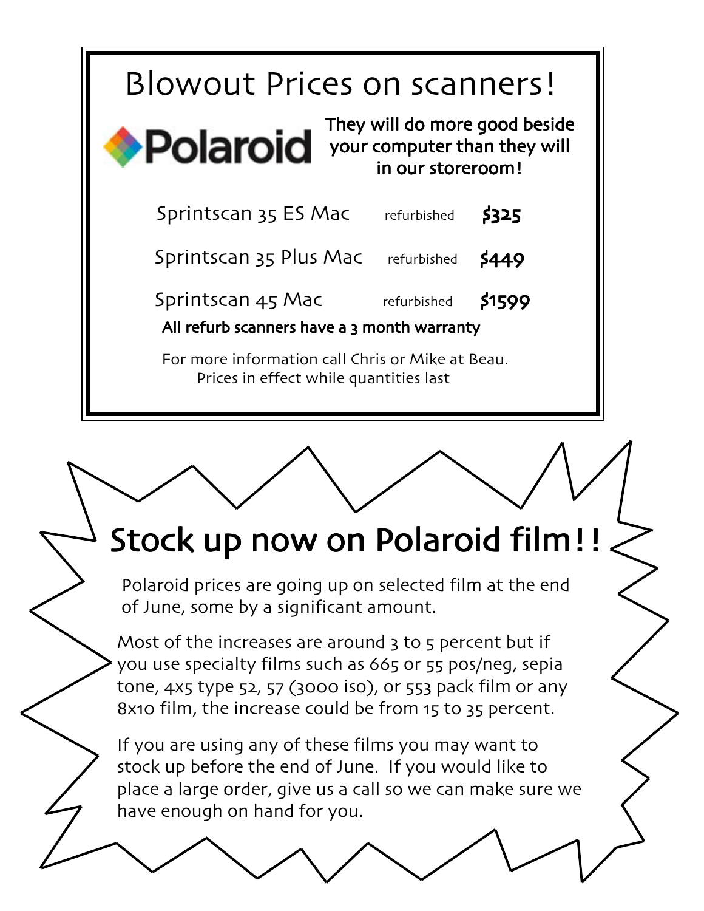# Blowout Prices on scanners!

Polaroid

**They will do more good beside your computer than they will in our storeroom!**

| | | |
|---|---|---|
| Sprintscan 35 ES Mac | refurbished | **$325** |
| Sprintscan 35 Plus Mac | refurbished | **$449** |
| Sprintscan 45 Mac | refurbished | **$1599** |

**All refurb scanners have a 3 month warranty**

For more information call Chris or Mike at Beau.
Prices in effect while quantities last

# Stock up now on Polaroid film!!

Polaroid prices are going up on selected film at the end of June, some by a significant amount.

Most of the increases are around 3 to 5 percent but if you use specialty films such as 665 or 55 pos/neg, sepia tone, 4x5 type 52, 57 (3000 iso), or 553 pack film or any 8x10 film, the increase could be from 15 to 35 percent.

If you are using any of these films you may want to stock up before the end of June. If you would like to place a large order, give us a call so we can make sure we have enough on hand for you.